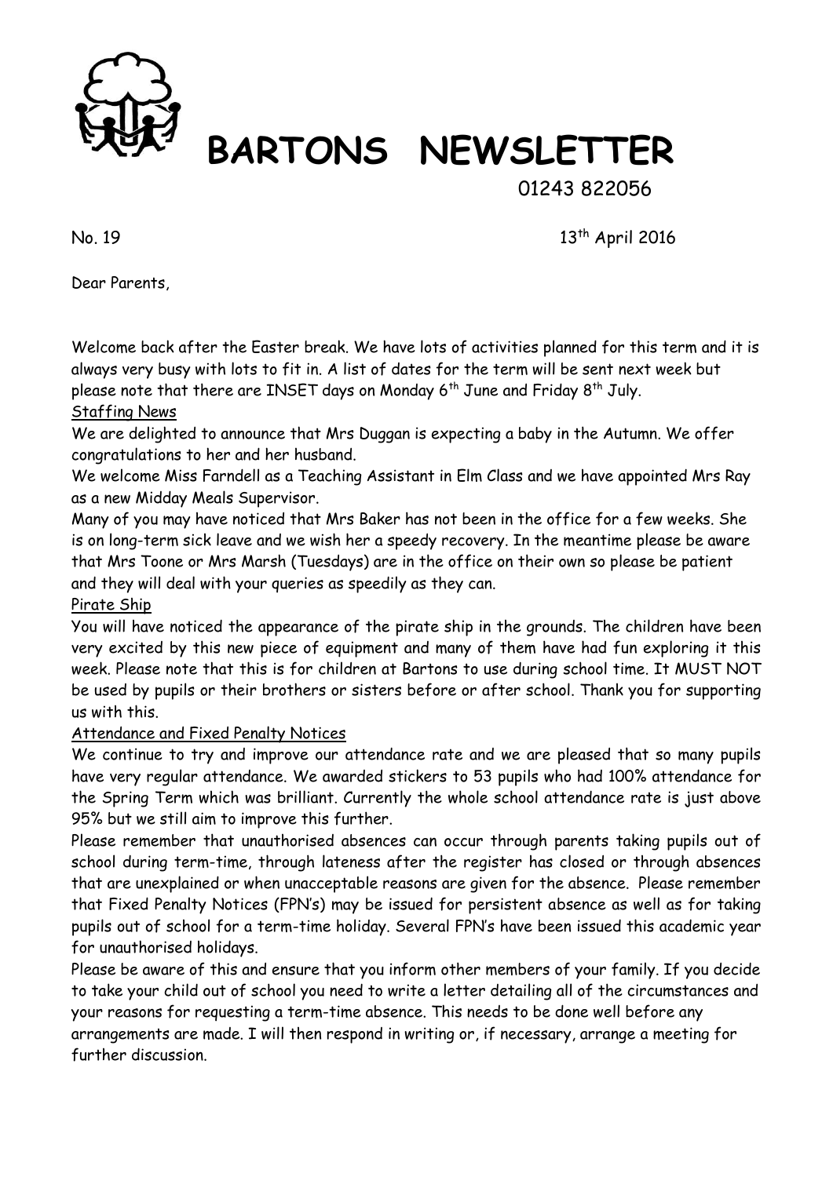# BARTONS NEWSLETTER

01243 822056

No. 19 13th April 2016

Dear Parents,

Welcome back after the Easter break. We have lots of activities planned for this term and it is always very busy with lots to fit in. A list of dates for the term will be sent next week but please note that there are INSET days on Monday 6th June and Friday 8th July.

## Staffing News

We are delighted to announce that Mrs Duggan is expecting a baby in the Autumn. We offer congratulations to her and her husband.

We welcome Miss Farndell as a Teaching Assistant in Elm Class and we have appointed Mrs Ray as a new Midday Meals Supervisor.

Many of you may have noticed that Mrs Baker has not been in the office for a few weeks. She is on long-term sick leave and we wish her a speedy recovery. In the meantime please be aware that Mrs Toone or Mrs Marsh (Tuesdays) are in the office on their own so please be patient and they will deal with your queries as speedily as they can.

## Pirate Ship

You will have noticed the appearance of the pirate ship in the grounds. The children have been very excited by this new piece of equipment and many of them have had fun exploring it this week. Please note that this is for children at Bartons to use during school time. It MUST NOT be used by pupils or their brothers or sisters before or after school. Thank you for supporting us with this.

## Attendance and Fixed Penalty Notices

We continue to try and improve our attendance rate and we are pleased that so many pupils have very regular attendance. We awarded stickers to 53 pupils who had 100% attendance for the Spring Term which was brilliant. Currently the whole school attendance rate is just above 95% but we still aim to improve this further.

Please remember that unauthorised absences can occur through parents taking pupils out of school during term-time, through lateness after the register has closed or through absences that are unexplained or when unacceptable reasons are given for the absence. Please remember that Fixed Penalty Notices (FPN's) may be issued for persistent absence as well as for taking pupils out of school for a term-time holiday. Several FPN's have been issued this academic year for unauthorised holidays.

Please be aware of this and ensure that you inform other members of your family. If you decide to take your child out of school you need to write a letter detailing all of the circumstances and your reasons for requesting a term-time absence. This needs to be done well before any arrangements are made. I will then respond in writing or, if necessary, arrange a meeting for further discussion.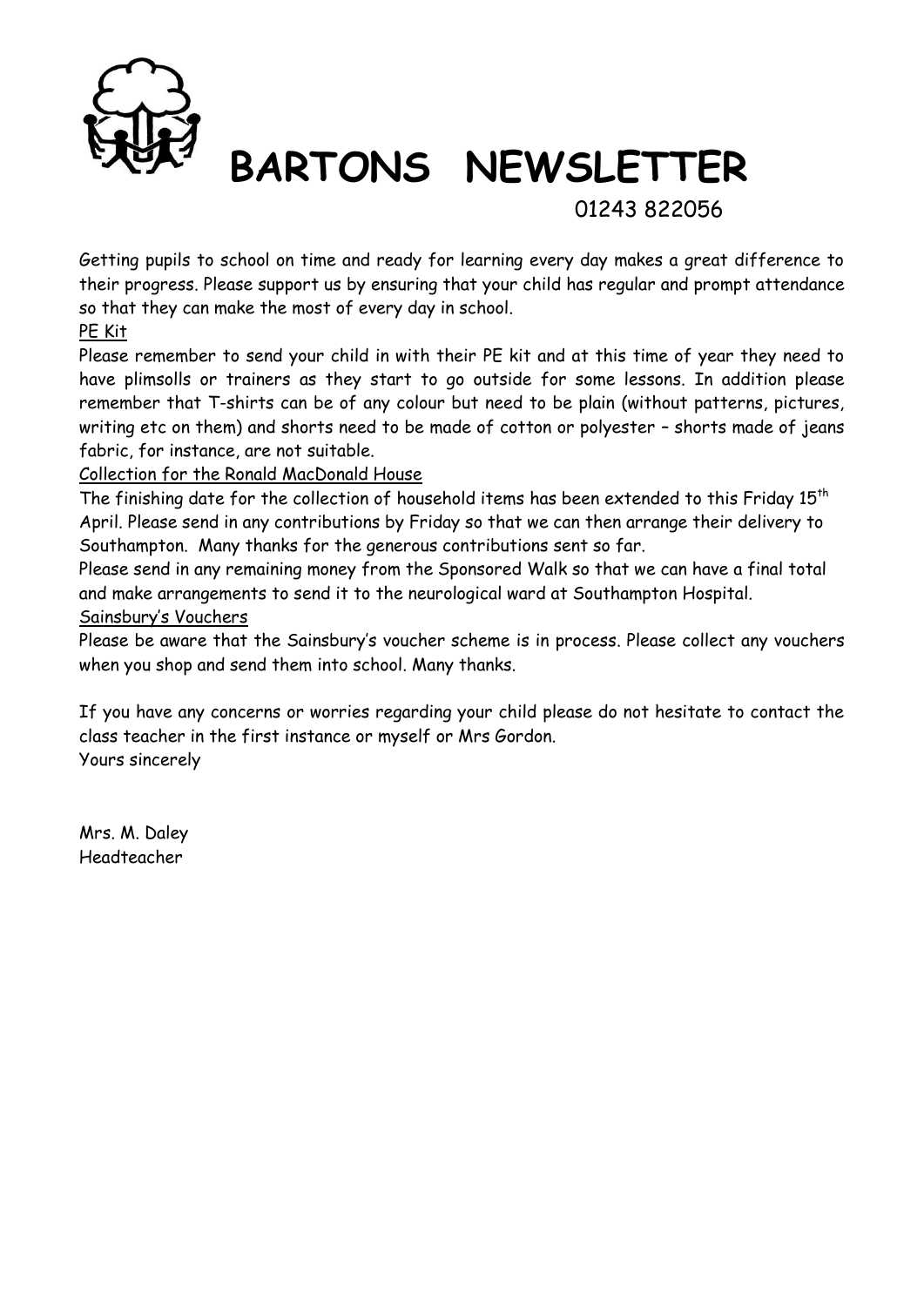# BARTONS NEWSLETTER

01243 822056

Getting pupils to school on time and ready for learning every day makes a great difference to their progress. Please support us by ensuring that your child has regular and prompt attendance so that they can make the most of every day in school.

PE Kit

Please remember to send your child in with their PE kit and at this time of year they need to have plimsolls or trainers as they start to go outside for some lessons. In addition please remember that T-shirts can be of any colour but need to be plain (without patterns, pictures, writing etc on them) and shorts need to be made of cotton or polyester – shorts made of jeans fabric, for instance, are not suitable.

Collection for the Ronald MacDonald House

The finishing date for the collection of household items has been extended to this Friday 15th April. Please send in any contributions by Friday so that we can then arrange their delivery to Southampton. Many thanks for the generous contributions sent so far.

Please send in any remaining money from the Sponsored Walk so that we can have a final total and make arrangements to send it to the neurological ward at Southampton Hospital.

Sainsbury's Vouchers

Please be aware that the Sainsbury's voucher scheme is in process. Please collect any vouchers when you shop and send them into school. Many thanks.

If you have any concerns or worries regarding your child please do not hesitate to contact the class teacher in the first instance or myself or Mrs Gordon.

Yours sincerely

Mrs. M. Daley
Headteacher